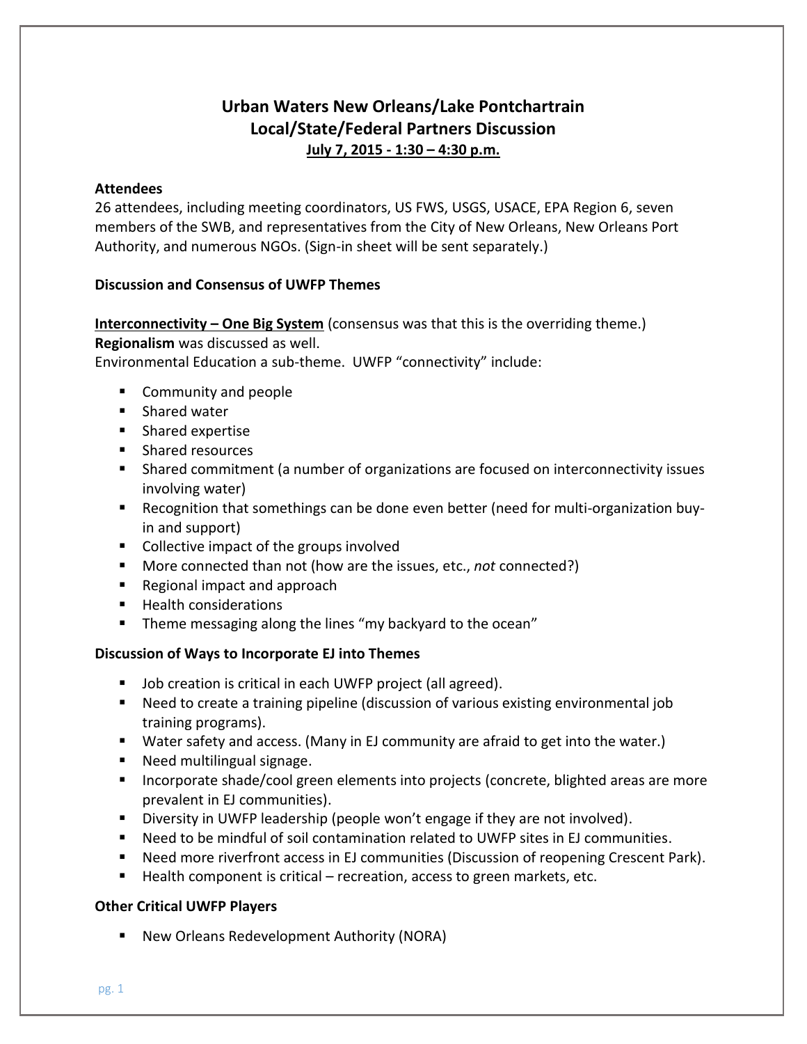# Urban Waters New Orleans/Lake Pontchartrain
# Local/State/Federal Partners Discussion
**July 7, 2015 - 1:30 – 4:30 p.m.**

**Attendees**

26 attendees, including meeting coordinators, US FWS, USGS, USACE, EPA Region 6, seven members of the SWB, and representatives from the City of New Orleans, New Orleans Port Authority, and numerous NGOs. (Sign-in sheet will be sent separately.)

**Discussion and Consensus of UWFP Themes**

**Interconnectivity – One Big System** (consensus was that this is the overriding theme.)
**Regionalism** was discussed as well.
Environmental Education a sub-theme. UWFP "connectivity" include:

- Community and people
- Shared water
- Shared expertise
- Shared resources
- Shared commitment (a number of organizations are focused on interconnectivity issues involving water)
- Recognition that somethings can be done even better (need for multi-organization buy-in and support)
- Collective impact of the groups involved
- More connected than not (how are the issues, etc., *not* connected?)
- Regional impact and approach
- Health considerations
- Theme messaging along the lines "my backyard to the ocean"

**Discussion of Ways to Incorporate EJ into Themes**

- Job creation is critical in each UWFP project (all agreed).
- Need to create a training pipeline (discussion of various existing environmental job training programs).
- Water safety and access. (Many in EJ community are afraid to get into the water.)
- Need multilingual signage.
- Incorporate shade/cool green elements into projects (concrete, blighted areas are more prevalent in EJ communities).
- Diversity in UWFP leadership (people won't engage if they are not involved).
- Need to be mindful of soil contamination related to UWFP sites in EJ communities.
- Need more riverfront access in EJ communities (Discussion of reopening Crescent Park).
- Health component is critical – recreation, access to green markets, etc.

**Other Critical UWFP Players**

- New Orleans Redevelopment Authority (NORA)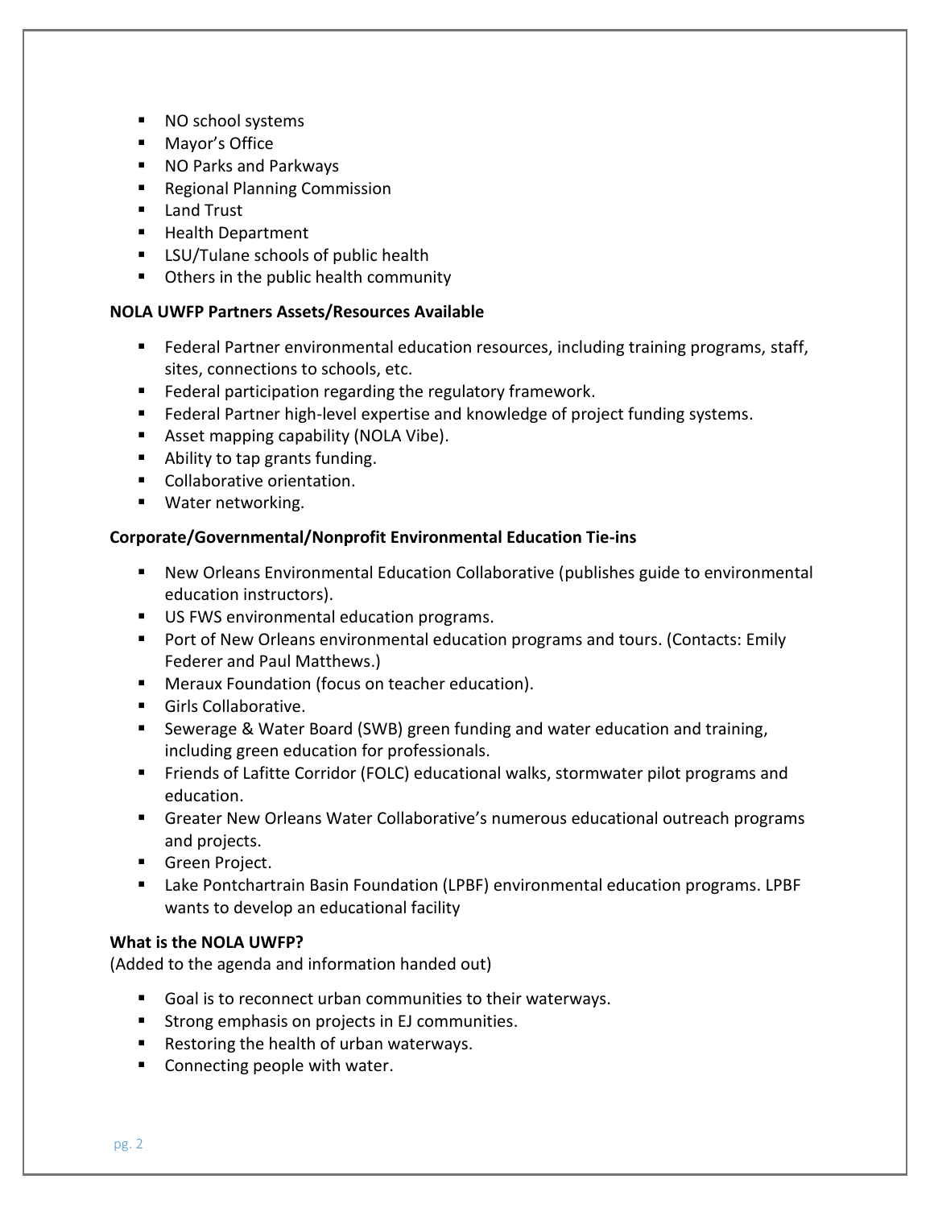- NO school systems
- Mayor's Office
- NO Parks and Parkways
- Regional Planning Commission
- Land Trust
- Health Department
- LSU/Tulane schools of public health
- Others in the public health community

**NOLA UWFP Partners Assets/Resources Available**

- Federal Partner environmental education resources, including training programs, staff, sites, connections to schools, etc.
- Federal participation regarding the regulatory framework.
- Federal Partner high-level expertise and knowledge of project funding systems.
- Asset mapping capability (NOLA Vibe).
- Ability to tap grants funding.
- Collaborative orientation.
- Water networking.

**Corporate/Governmental/Nonprofit Environmental Education Tie-ins**

- New Orleans Environmental Education Collaborative (publishes guide to environmental education instructors).
- US FWS environmental education programs.
- Port of New Orleans environmental education programs and tours. (Contacts: Emily Federer and Paul Matthews.)
- Meraux Foundation (focus on teacher education).
- Girls Collaborative.
- Sewerage & Water Board (SWB) green funding and water education and training, including green education for professionals.
- Friends of Lafitte Corridor (FOLC) educational walks, stormwater pilot programs and education.
- Greater New Orleans Water Collaborative's numerous educational outreach programs and projects.
- Green Project.
- Lake Pontchartrain Basin Foundation (LPBF) environmental education programs. LPBF wants to develop an educational facility

**What is the NOLA UWFP?**

(Added to the agenda and information handed out)

- Goal is to reconnect urban communities to their waterways.
- Strong emphasis on projects in EJ communities.
- Restoring the health of urban waterways.
- Connecting people with water.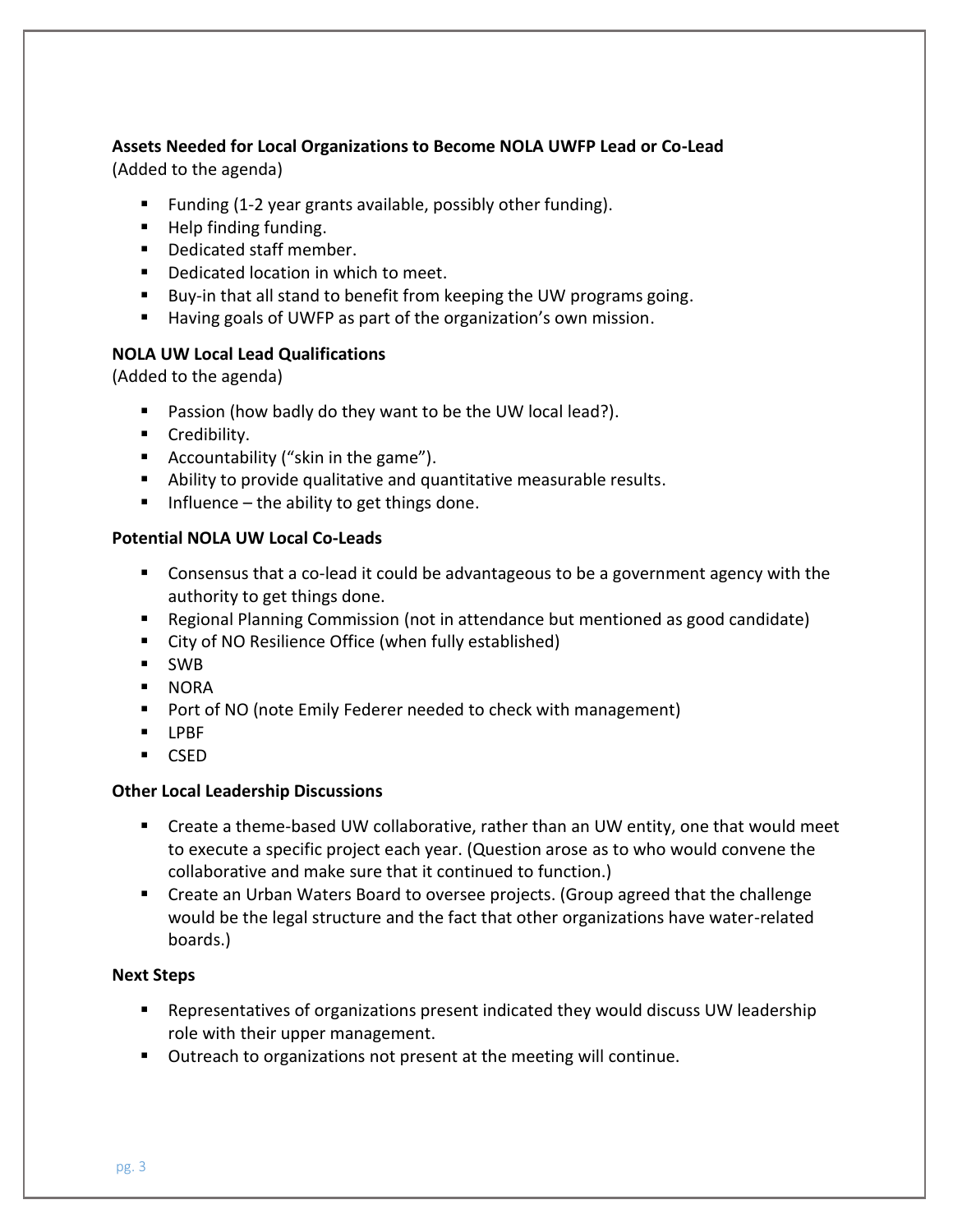**Assets Needed for Local Organizations to Become NOLA UWFP Lead or Co-Lead**
(Added to the agenda)

- Funding (1-2 year grants available, possibly other funding).
- Help finding funding.
- Dedicated staff member.
- Dedicated location in which to meet.
- Buy-in that all stand to benefit from keeping the UW programs going.
- Having goals of UWFP as part of the organization's own mission.

**NOLA UW Local Lead Qualifications**
(Added to the agenda)

- Passion (how badly do they want to be the UW local lead?).
- Credibility.
- Accountability ("skin in the game").
- Ability to provide qualitative and quantitative measurable results.
- Influence – the ability to get things done.

**Potential NOLA UW Local Co-Leads**

- Consensus that a co-lead it could be advantageous to be a government agency with the authority to get things done.
- Regional Planning Commission (not in attendance but mentioned as good candidate)
- City of NO Resilience Office (when fully established)
- SWB
- NORA
- Port of NO (note Emily Federer needed to check with management)
- LPBF
- CSED

**Other Local Leadership Discussions**

- Create a theme-based UW collaborative, rather than an UW entity, one that would meet to execute a specific project each year. (Question arose as to who would convene the collaborative and make sure that it continued to function.)
- Create an Urban Waters Board to oversee projects. (Group agreed that the challenge would be the legal structure and the fact that other organizations have water-related boards.)

**Next Steps**

- Representatives of organizations present indicated they would discuss UW leadership role with their upper management.
- Outreach to organizations not present at the meeting will continue.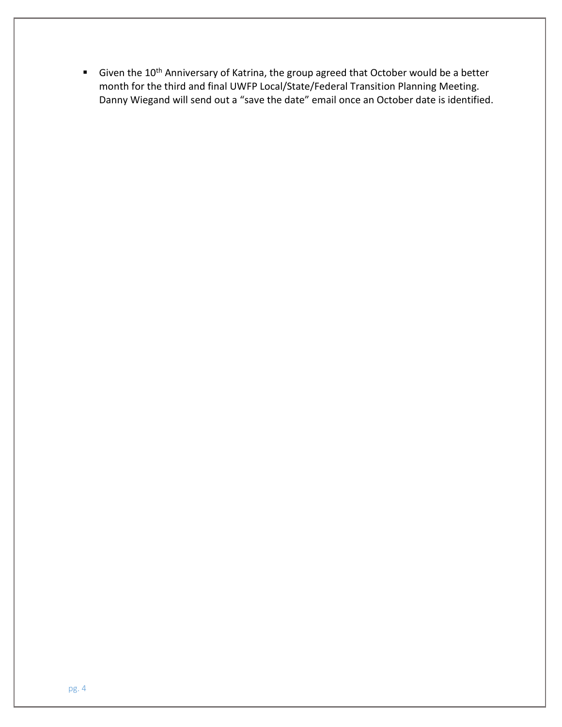- Given the 10th Anniversary of Katrina, the group agreed that October would be a better month for the third and final UWFP Local/State/Federal Transition Planning Meeting. Danny Wiegand will send out a "save the date" email once an October date is identified.